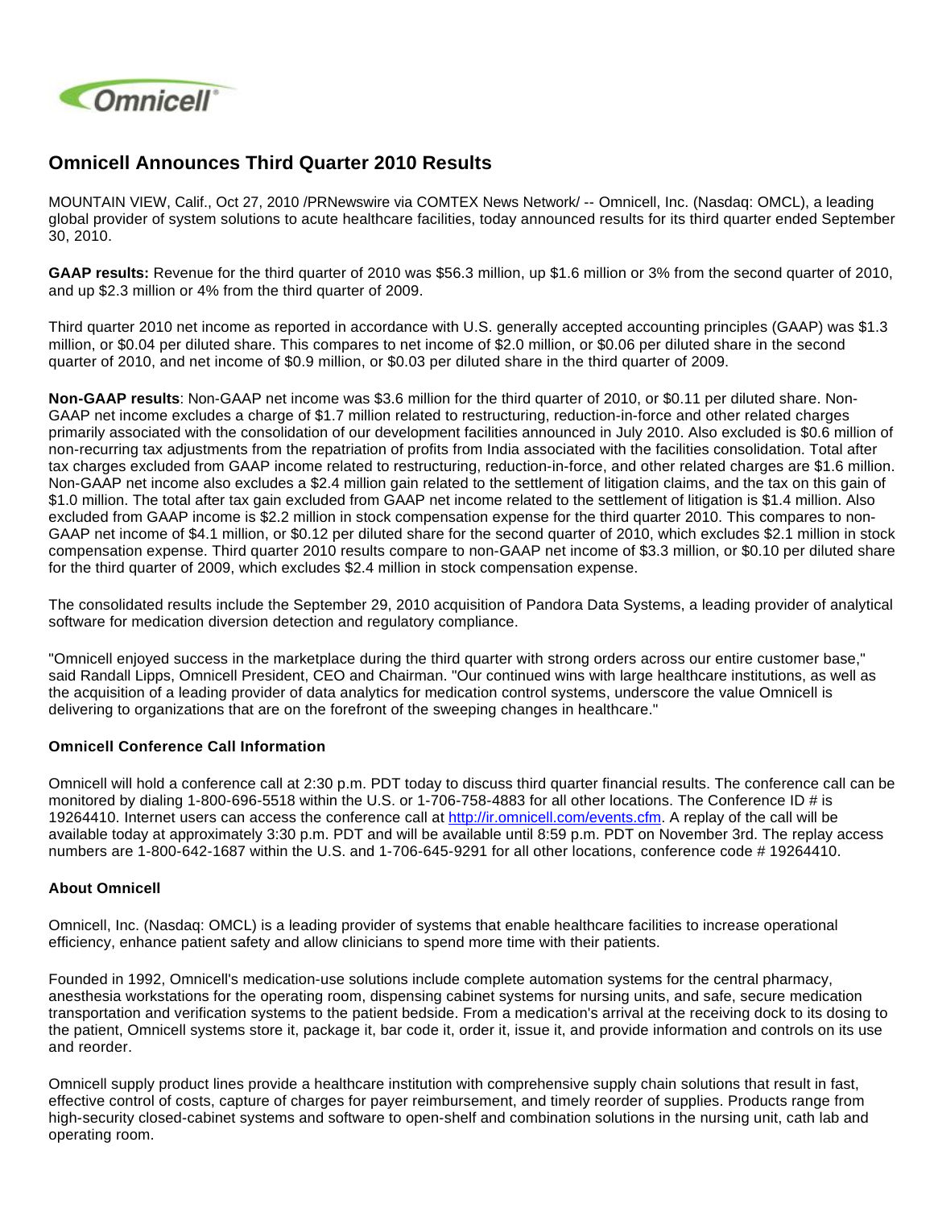# Omnicell Announces Third Quarter 2010 Results

MOUNTAIN VIEW, Calif., Oct 27, 2010 /PRNewswire via COMTEX News Network/ -- Omnicell, Inc. (Nasdaq: OMCL), a leading global provider of system solutions to acute healthcare facilities, today announced results for its third quarter ended September 30, 2010.

**GAAP results:** Revenue for the third quarter of 2010 was $56.3 million, up $1.6 million or 3% from the second quarter of 2010, and up $2.3 million or 4% from the third quarter of 2009.

Third quarter 2010 net income as reported in accordance with U.S. generally accepted accounting principles (GAAP) was $1.3 million, or $0.04 per diluted share. This compares to net income of $2.0 million, or $0.06 per diluted share in the second quarter of 2010, and net income of $0.9 million, or $0.03 per diluted share in the third quarter of 2009.

**Non-GAAP results**: Non-GAAP net income was $3.6 million for the third quarter of 2010, or $0.11 per diluted share. Non-GAAP net income excludes a charge of $1.7 million related to restructuring, reduction-in-force and other related charges primarily associated with the consolidation of our development facilities announced in July 2010. Also excluded is $0.6 million of non-recurring tax adjustments from the repatriation of profits from India associated with the facilities consolidation. Total after tax charges excluded from GAAP income related to restructuring, reduction-in-force, and other related charges are $1.6 million. Non-GAAP net income also excludes a $2.4 million gain related to the settlement of litigation claims, and the tax on this gain of $1.0 million. The total after tax gain excluded from GAAP net income related to the settlement of litigation is $1.4 million. Also excluded from GAAP income is $2.2 million in stock compensation expense for the third quarter 2010. This compares to non-GAAP net income of $4.1 million, or $0.12 per diluted share for the second quarter of 2010, which excludes $2.1 million in stock compensation expense. Third quarter 2010 results compare to non-GAAP net income of $3.3 million, or $0.10 per diluted share for the third quarter of 2009, which excludes $2.4 million in stock compensation expense.

The consolidated results include the September 29, 2010 acquisition of Pandora Data Systems, a leading provider of analytical software for medication diversion detection and regulatory compliance.

"Omnicell enjoyed success in the marketplace during the third quarter with strong orders across our entire customer base," said Randall Lipps, Omnicell President, CEO and Chairman. "Our continued wins with large healthcare institutions, as well as the acquisition of a leading provider of data analytics for medication control systems, underscore the value Omnicell is delivering to organizations that are on the forefront of the sweeping changes in healthcare."

### Omnicell Conference Call Information

Omnicell will hold a conference call at 2:30 p.m. PDT today to discuss third quarter financial results. The conference call can be monitored by dialing 1-800-696-5518 within the U.S. or 1-706-758-4883 for all other locations. The Conference ID # is 19264410. Internet users can access the conference call at http://ir.omnicell.com/events.cfm. A replay of the call will be available today at approximately 3:30 p.m. PDT and will be available until 8:59 p.m. PDT on November 3rd. The replay access numbers are 1-800-642-1687 within the U.S. and 1-706-645-9291 for all other locations, conference code # 19264410.

### About Omnicell

Omnicell, Inc. (Nasdaq: OMCL) is a leading provider of systems that enable healthcare facilities to increase operational efficiency, enhance patient safety and allow clinicians to spend more time with their patients.

Founded in 1992, Omnicell's medication-use solutions include complete automation systems for the central pharmacy, anesthesia workstations for the operating room, dispensing cabinet systems for nursing units, and safe, secure medication transportation and verification systems to the patient bedside. From a medication's arrival at the receiving dock to its dosing to the patient, Omnicell systems store it, package it, bar code it, order it, issue it, and provide information and controls on its use and reorder.

Omnicell supply product lines provide a healthcare institution with comprehensive supply chain solutions that result in fast, effective control of costs, capture of charges for payer reimbursement, and timely reorder of supplies. Products range from high-security closed-cabinet systems and software to open-shelf and combination solutions in the nursing unit, cath lab and operating room.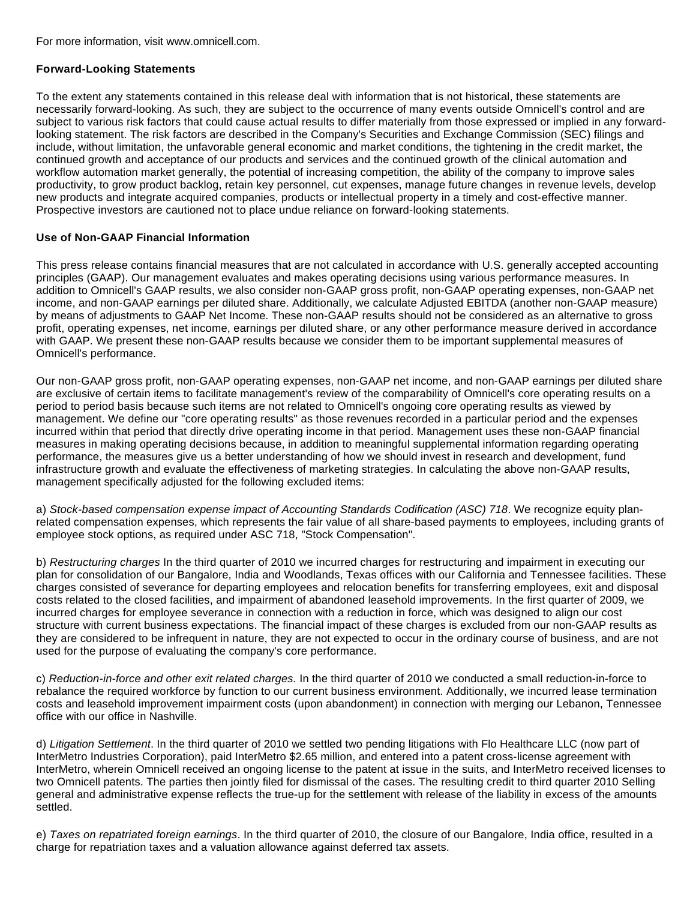For more information, visit www.omnicell.com.

**Forward-Looking Statements**

To the extent any statements contained in this release deal with information that is not historical, these statements are necessarily forward-looking. As such, they are subject to the occurrence of many events outside Omnicell's control and are subject to various risk factors that could cause actual results to differ materially from those expressed or implied in any forward-looking statement. The risk factors are described in the Company's Securities and Exchange Commission (SEC) filings and include, without limitation, the unfavorable general economic and market conditions, the tightening in the credit market, the continued growth and acceptance of our products and services and the continued growth of the clinical automation and workflow automation market generally, the potential of increasing competition, the ability of the company to improve sales productivity, to grow product backlog, retain key personnel, cut expenses, manage future changes in revenue levels, develop new products and integrate acquired companies, products or intellectual property in a timely and cost-effective manner. Prospective investors are cautioned not to place undue reliance on forward-looking statements.

**Use of Non-GAAP Financial Information**

This press release contains financial measures that are not calculated in accordance with U.S. generally accepted accounting principles (GAAP). Our management evaluates and makes operating decisions using various performance measures. In addition to Omnicell's GAAP results, we also consider non-GAAP gross profit, non-GAAP operating expenses, non-GAAP net income, and non-GAAP earnings per diluted share. Additionally, we calculate Adjusted EBITDA (another non-GAAP measure) by means of adjustments to GAAP Net Income. These non-GAAP results should not be considered as an alternative to gross profit, operating expenses, net income, earnings per diluted share, or any other performance measure derived in accordance with GAAP. We present these non-GAAP results because we consider them to be important supplemental measures of Omnicell's performance.

Our non-GAAP gross profit, non-GAAP operating expenses, non-GAAP net income, and non-GAAP earnings per diluted share are exclusive of certain items to facilitate management's review of the comparability of Omnicell's core operating results on a period to period basis because such items are not related to Omnicell's ongoing core operating results as viewed by management. We define our "core operating results" as those revenues recorded in a particular period and the expenses incurred within that period that directly drive operating income in that period. Management uses these non-GAAP financial measures in making operating decisions because, in addition to meaningful supplemental information regarding operating performance, the measures give us a better understanding of how we should invest in research and development, fund infrastructure growth and evaluate the effectiveness of marketing strategies. In calculating the above non-GAAP results, management specifically adjusted for the following excluded items:

a) *Stock-based compensation expense impact of Accounting Standards Codification (ASC) 718*. We recognize equity plan-related compensation expenses, which represents the fair value of all share-based payments to employees, including grants of employee stock options, as required under ASC 718, "Stock Compensation".

b) *Restructuring charges* In the third quarter of 2010 we incurred charges for restructuring and impairment in executing our plan for consolidation of our Bangalore, India and Woodlands, Texas offices with our California and Tennessee facilities. These charges consisted of severance for departing employees and relocation benefits for transferring employees, exit and disposal costs related to the closed facilities, and impairment of abandoned leasehold improvements. In the first quarter of 2009, we incurred charges for employee severance in connection with a reduction in force, which was designed to align our cost structure with current business expectations. The financial impact of these charges is excluded from our non-GAAP results as they are considered to be infrequent in nature, they are not expected to occur in the ordinary course of business, and are not used for the purpose of evaluating the company's core performance.

c) *Reduction-in-force and other exit related charges.* In the third quarter of 2010 we conducted a small reduction-in-force to rebalance the required workforce by function to our current business environment. Additionally, we incurred lease termination costs and leasehold improvement impairment costs (upon abandonment) in connection with merging our Lebanon, Tennessee office with our office in Nashville.

d) *Litigation Settlement*. In the third quarter of 2010 we settled two pending litigations with Flo Healthcare LLC (now part of InterMetro Industries Corporation), paid InterMetro $2.65 million, and entered into a patent cross-license agreement with InterMetro, wherein Omnicell received an ongoing license to the patent at issue in the suits, and InterMetro received licenses to two Omnicell patents. The parties then jointly filed for dismissal of the cases. The resulting credit to third quarter 2010 Selling general and administrative expense reflects the true-up for the settlement with release of the liability in excess of the amounts settled.

e) *Taxes on repatriated foreign earnings*. In the third quarter of 2010, the closure of our Bangalore, India office, resulted in a charge for repatriation taxes and a valuation allowance against deferred tax assets.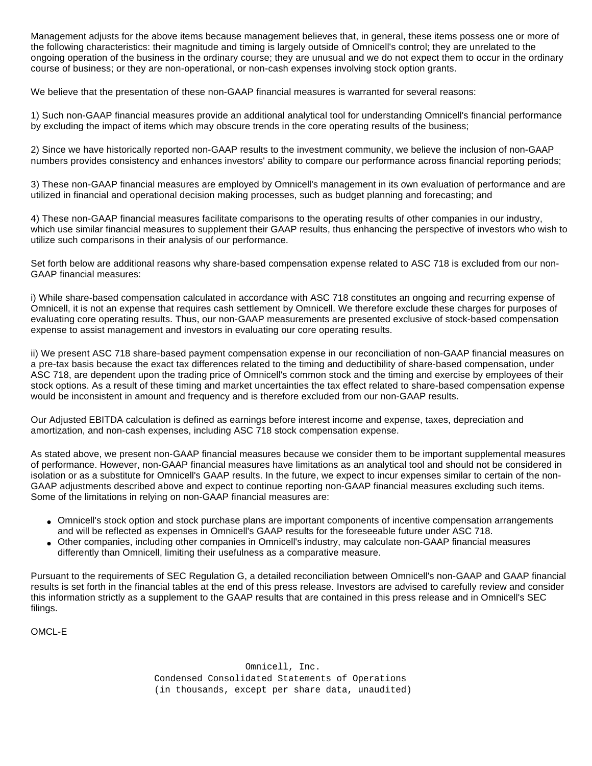Management adjusts for the above items because management believes that, in general, these items possess one or more of the following characteristics: their magnitude and timing is largely outside of Omnicell's control; they are unrelated to the ongoing operation of the business in the ordinary course; they are unusual and we do not expect them to occur in the ordinary course of business; or they are non-operational, or non-cash expenses involving stock option grants.

We believe that the presentation of these non-GAAP financial measures is warranted for several reasons:

1) Such non-GAAP financial measures provide an additional analytical tool for understanding Omnicell's financial performance by excluding the impact of items which may obscure trends in the core operating results of the business;

2) Since we have historically reported non-GAAP results to the investment community, we believe the inclusion of non-GAAP numbers provides consistency and enhances investors' ability to compare our performance across financial reporting periods;

3) These non-GAAP financial measures are employed by Omnicell's management in its own evaluation of performance and are utilized in financial and operational decision making processes, such as budget planning and forecasting; and

4) These non-GAAP financial measures facilitate comparisons to the operating results of other companies in our industry, which use similar financial measures to supplement their GAAP results, thus enhancing the perspective of investors who wish to utilize such comparisons in their analysis of our performance.

Set forth below are additional reasons why share-based compensation expense related to ASC 718 is excluded from our non-GAAP financial measures:

i) While share-based compensation calculated in accordance with ASC 718 constitutes an ongoing and recurring expense of Omnicell, it is not an expense that requires cash settlement by Omnicell. We therefore exclude these charges for purposes of evaluating core operating results. Thus, our non-GAAP measurements are presented exclusive of stock-based compensation expense to assist management and investors in evaluating our core operating results.

ii) We present ASC 718 share-based payment compensation expense in our reconciliation of non-GAAP financial measures on a pre-tax basis because the exact tax differences related to the timing and deductibility of share-based compensation, under ASC 718, are dependent upon the trading price of Omnicell's common stock and the timing and exercise by employees of their stock options. As a result of these timing and market uncertainties the tax effect related to share-based compensation expense would be inconsistent in amount and frequency and is therefore excluded from our non-GAAP results.

Our Adjusted EBITDA calculation is defined as earnings before interest income and expense, taxes, depreciation and amortization, and non-cash expenses, including ASC 718 stock compensation expense.

As stated above, we present non-GAAP financial measures because we consider them to be important supplemental measures of performance. However, non-GAAP financial measures have limitations as an analytical tool and should not be considered in isolation or as a substitute for Omnicell's GAAP results. In the future, we expect to incur expenses similar to certain of the non-GAAP adjustments described above and expect to continue reporting non-GAAP financial measures excluding such items. Some of the limitations in relying on non-GAAP financial measures are:

- Omnicell's stock option and stock purchase plans are important components of incentive compensation arrangements and will be reflected as expenses in Omnicell's GAAP results for the foreseeable future under ASC 718.
- Other companies, including other companies in Omnicell's industry, may calculate non-GAAP financial measures differently than Omnicell, limiting their usefulness as a comparative measure.

Pursuant to the requirements of SEC Regulation G, a detailed reconciliation between Omnicell's non-GAAP and GAAP financial results is set forth in the financial tables at the end of this press release. Investors are advised to carefully review and consider this information strictly as a supplement to the GAAP results that are contained in this press release and in Omnicell's SEC filings.

OMCL-E

Omnicell, Inc.
Condensed Consolidated Statements of Operations
(in thousands, except per share data, unaudited)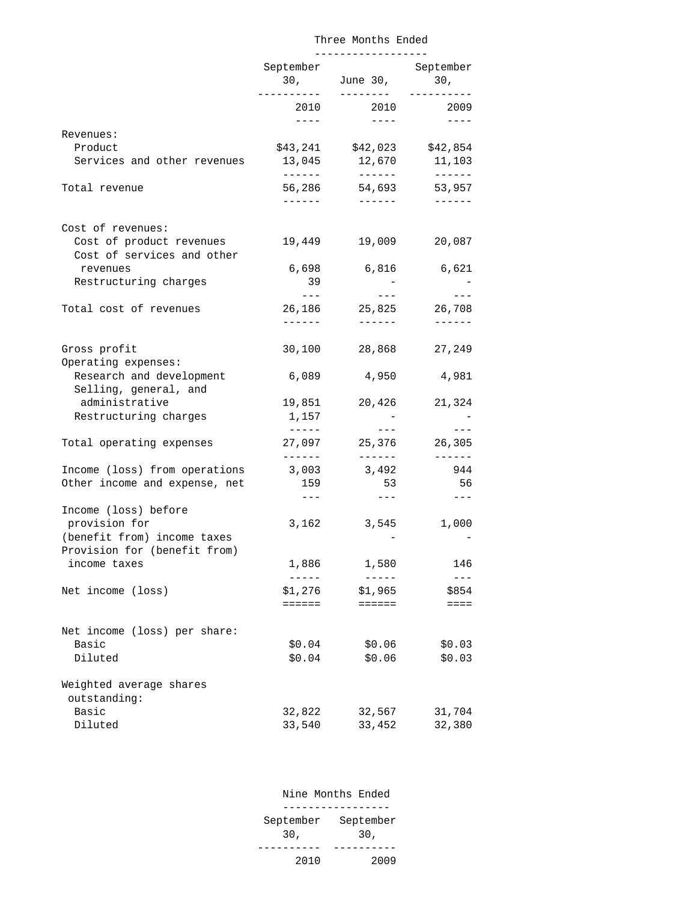| | Three Months Ended | | |
|---|---|---|---|
| | September 30, | June 30, | September 30, |
| | 2010 | 2010 | 2009 |
| Revenues: | | | |
| Product | $43,241 | $42,023 | $42,854 |
| Services and other revenues | 13,045 | 12,670 | 11,103 |
| Total revenue | 56,286 | 54,693 | 53,957 |
| Cost of revenues: | | | |
| Cost of product revenues | 19,449 | 19,009 | 20,087 |
| Cost of services and other revenues | 6,698 | 6,816 | 6,621 |
| Restructuring charges | 39 | - | - |
| Total cost of revenues | 26,186 | 25,825 | 26,708 |
| Gross profit | 30,100 | 28,868 | 27,249 |
| Operating expenses: | | | |
| Research and development | 6,089 | 4,950 | 4,981 |
| Selling, general, and administrative | 19,851 | 20,426 | 21,324 |
| Restructuring charges | 1,157 | - | - |
| Total operating expenses | 27,097 | 25,376 | 26,305 |
| Income (loss) from operations | 3,003 | 3,492 | 944 |
| Other income and expense, net | 159 | 53 | 56 |
| Income (loss) before provision for (benefit from) income taxes | 3,162 | 3,545 | 1,000 |
| Provision for (benefit from) income taxes | 1,886 | 1,580 | 146 |
| Net income (loss) | $1,276 | $1,965 | $854 |
| Net income (loss) per share: | | | |
| Basic | $0.04 | $0.06 | $0.03 |
| Diluted | $0.04 | $0.06 | $0.03 |
| Weighted average shares outstanding: | | | |
| Basic | 32,822 | 32,567 | 31,704 |
| Diluted | 33,540 | 33,452 | 32,380 |

| | Nine Months Ended | |
|---|---|---|
| | September 30, | September 30, |
| | 2010 | 2009 |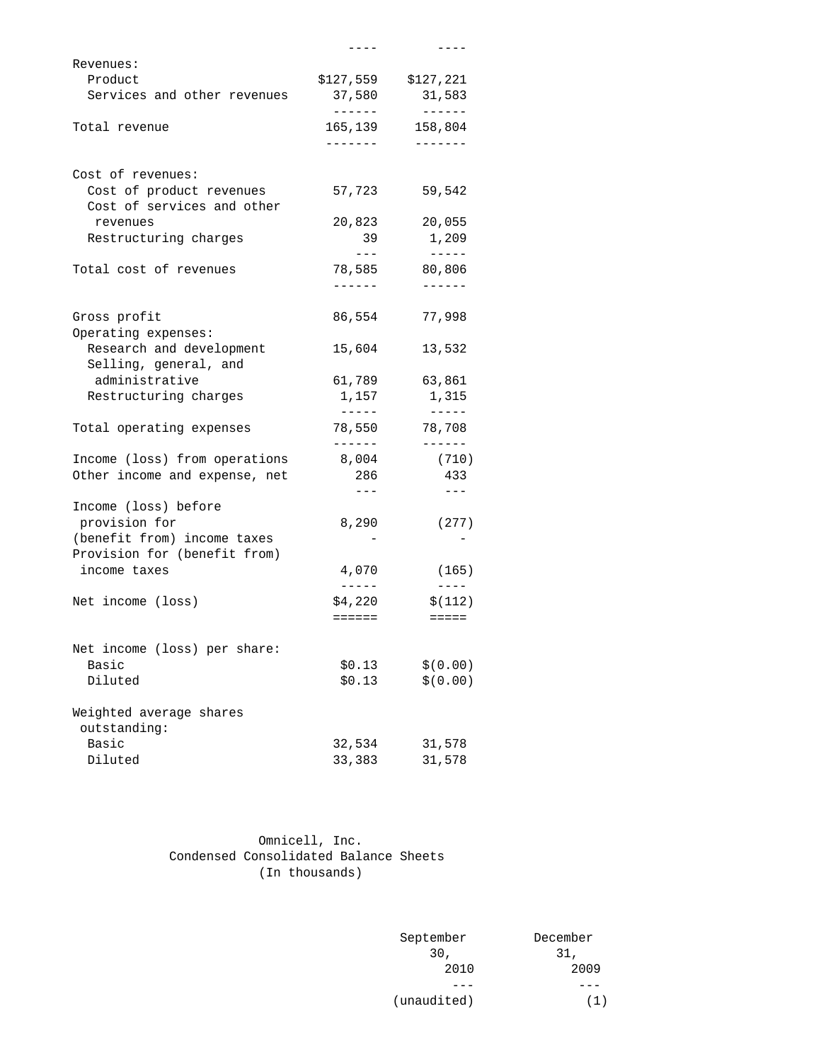| | | |
|---|---|---|
| Revenues: | | |
| Product | $127,559 | $127,221 |
| Services and other revenues | 37,580 | 31,583 |
| Total revenue | 165,139 | 158,804 |
| Cost of revenues: | | |
| Cost of product revenues | 57,723 | 59,542 |
| Cost of services and other revenues | 20,823 | 20,055 |
| Restructuring charges | 39 | 1,209 |
| Total cost of revenues | 78,585 | 80,806 |
| Gross profit | 86,554 | 77,998 |
| Operating expenses: | | |
| Research and development | 15,604 | 13,532 |
| Selling, general, and administrative | 61,789 | 63,861 |
| Restructuring charges | 1,157 | 1,315 |
| Total operating expenses | 78,550 | 78,708 |
| Income (loss) from operations | 8,004 | (710) |
| Other income and expense, net | 286 | 433 |
| Income (loss) before provision for (benefit from) income taxes | 8,290 | (277) |
| Provision for (benefit from) income taxes | 4,070 | (165) |
| Net income (loss) | $4,220 | $(112) |
| Net income (loss) per share: | | |
| Basic | $0.13 | $(0.00) |
| Diluted | $0.13 | $(0.00) |
| Weighted average shares outstanding: | | |
| Basic | 32,534 | 31,578 |
| Diluted | 33,383 | 31,578 |

Omnicell, Inc.
Condensed Consolidated Balance Sheets
(In thousands)

| | September 30, 2010 | December 31, 2009 |
|---|---|---|
| | (unaudited) | (1) |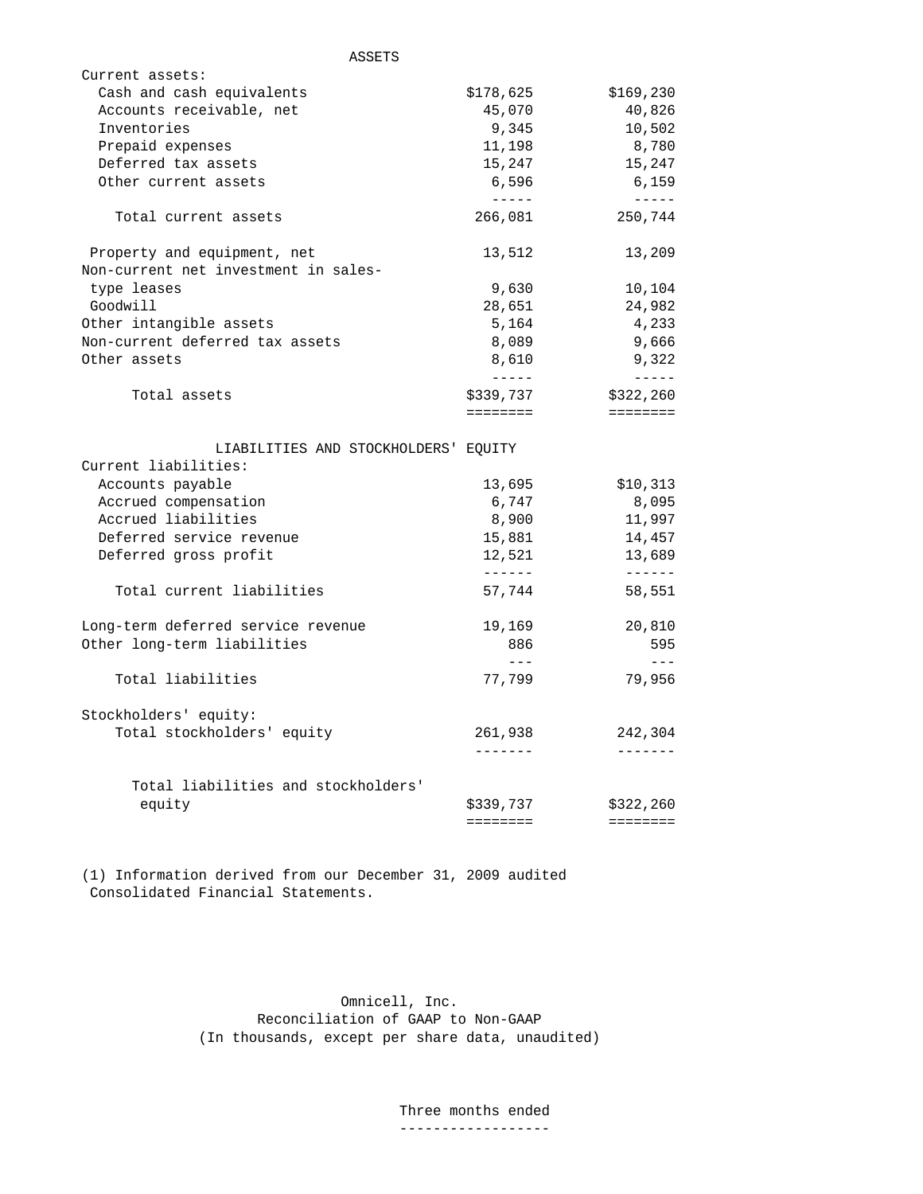| ASSETS | | |
|---|---|---|
| Current assets: | | |
| Cash and cash equivalents | $178,625 | $169,230 |
| Accounts receivable, net | 45,070 | 40,826 |
| Inventories | 9,345 | 10,502 |
| Prepaid expenses | 11,198 | 8,780 |
| Deferred tax assets | 15,247 | 15,247 |
| Other current assets | 6,596 | 6,159 |
| Total current assets | 266,081 | 250,744 |
| Property and equipment, net | 13,512 | 13,209 |
| Non-current net investment in sales-type leases | 9,630 | 10,104 |
| Goodwill | 28,651 | 24,982 |
| Other intangible assets | 5,164 | 4,233 |
| Non-current deferred tax assets | 8,089 | 9,666 |
| Other assets | 8,610 | 9,322 |
| Total assets | $339,737 | $322,260 |
| **LIABILITIES AND STOCKHOLDERS' EQUITY** | | |
| Current liabilities: | | |
| Accounts payable | 13,695 | $10,313 |
| Accrued compensation | 6,747 | 8,095 |
| Accrued liabilities | 8,900 | 11,997 |
| Deferred service revenue | 15,881 | 14,457 |
| Deferred gross profit | 12,521 | 13,689 |
| Total current liabilities | 57,744 | 58,551 |
| Long-term deferred service revenue | 19,169 | 20,810 |
| Other long-term liabilities | 886 | 595 |
| Total liabilities | 77,799 | 79,956 |
| Stockholders' equity: | | |
| Total stockholders' equity | 261,938 | 242,304 |
| Total liabilities and stockholders' equity | $339,737 | $322,260 |

(1) Information derived from our December 31, 2009 audited Consolidated Financial Statements.

Omnicell, Inc.
Reconciliation of GAAP to Non-GAAP
(In thousands, except per share data, unaudited)

Three months ended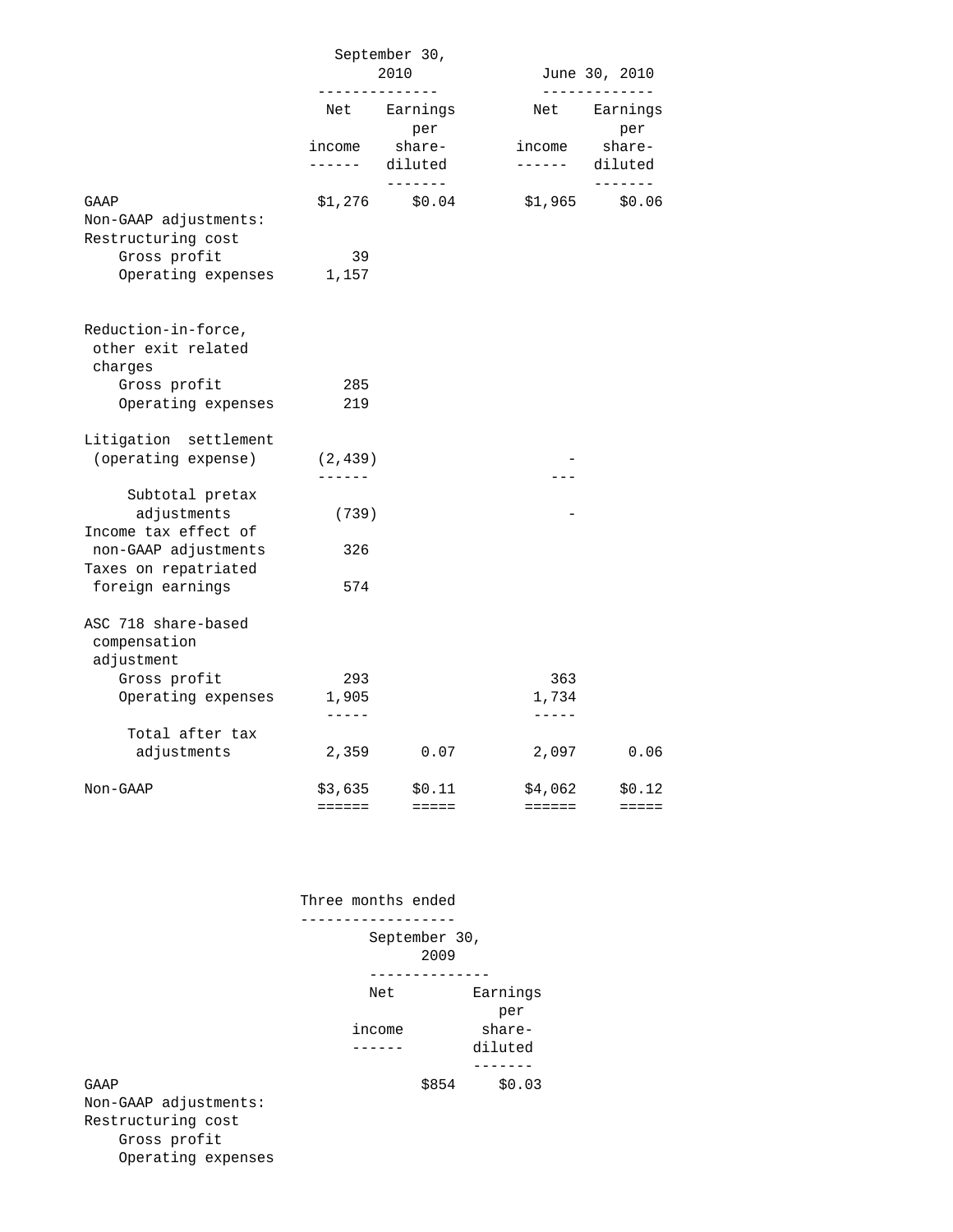| | September 30, 2010 | | June 30, 2010 | |
|---|---|---|---|---|
| | Net income | Earnings per share-diluted | Net income | Earnings per share-diluted |
| GAAP | $1,276 | $0.04 | $1,965 | $0.06 |
| Non-GAAP adjustments: | | | | |
| Restructuring cost | | | | |
| Gross profit | 39 | | | |
| Operating expenses | 1,157 | | | |
| Reduction-in-force, other exit related charges | | | | |
| Gross profit | 285 | | | |
| Operating expenses | 219 | | | |
| Litigation settlement (operating expense) | (2,439) | | - | |
| Subtotal pretax adjustments | (739) | | - | |
| Income tax effect of non-GAAP adjustments | 326 | | | |
| Taxes on repatriated foreign earnings | 574 | | | |
| ASC 718 share-based compensation adjustment | | | | |
| Gross profit | 293 | | 363 | |
| Operating expenses | 1,905 | | 1,734 | |
| Total after tax adjustments | 2,359 | 0.07 | 2,097 | 0.06 |
| Non-GAAP | $3,635 | $0.11 | $4,062 | $0.12 |

| | Three months ended | |
|---|---|---|
| | September 30, 2009 | |
| | Net income | Earnings per share-diluted |
| GAAP | $854 | $0.03 |
| Non-GAAP adjustments: | | |
| Restructuring cost | | |
| Gross profit | | |
| Operating expenses | | |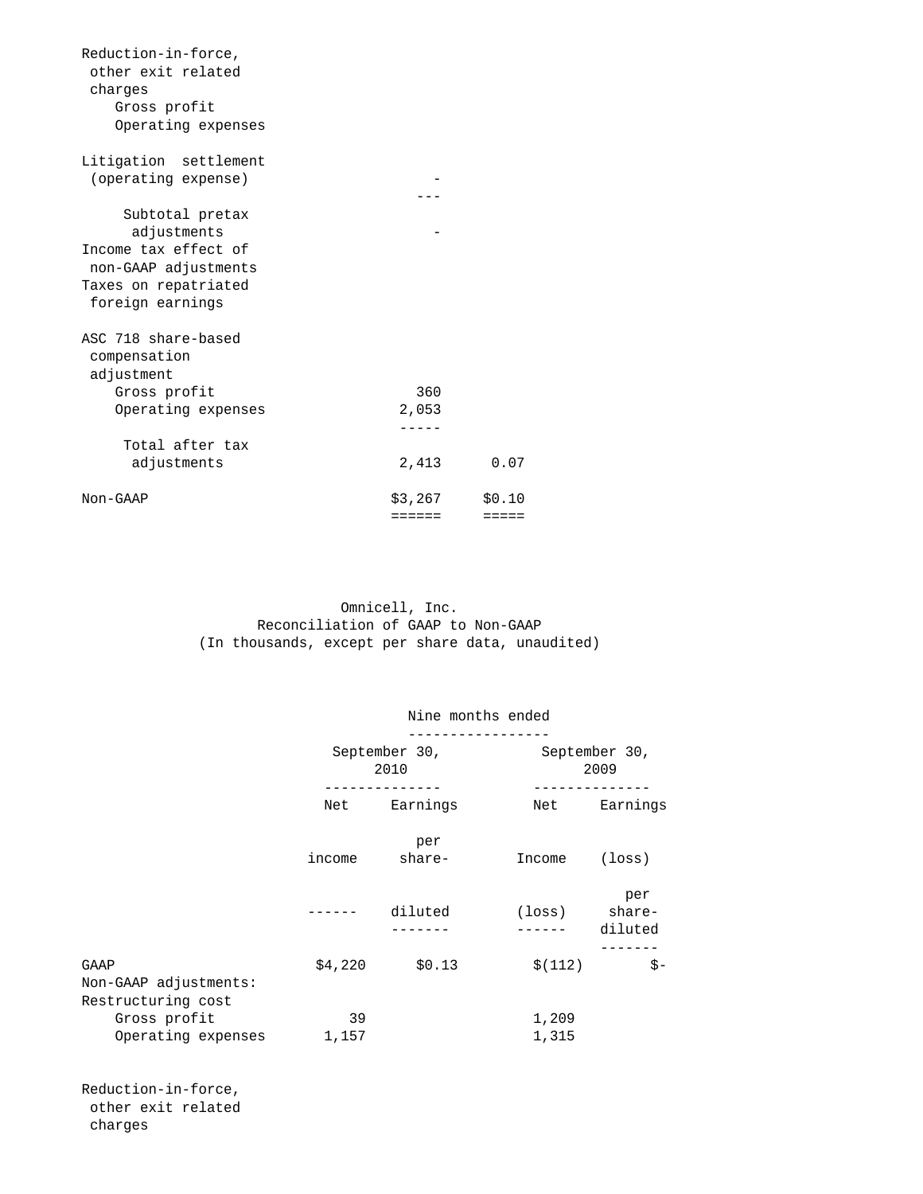| | | |
|---|---|---|
| Reduction-in-force, other exit related charges | | |
| Gross profit | | |
| Operating expenses | | |
| Litigation settlement (operating expense) | - | |
| Subtotal pretax adjustments | - | |
| Income tax effect of non-GAAP adjustments | | |
| Taxes on repatriated foreign earnings | | |
| ASC 718 share-based compensation adjustment | | |
| Gross profit | 360 | |
| Operating expenses | 2,053 | |
| Total after tax adjustments | 2,413 | 0.07 |
| Non-GAAP | $3,267 | $0.10 |

Omnicell, Inc.
Reconciliation of GAAP to Non-GAAP
(In thousands, except per share data, unaudited)

| | Nine months ended | | | |
|---|---|---|---|---|
| | September 30, 2010 | | September 30, 2009 | |
| | Net income | Earnings per share- diluted | Net Income (loss) | Earnings (loss) per share- diluted |
| GAAP | $4,220 | $0.13 | $(112) | $- |
| Non-GAAP adjustments: | | | | |
| Restructuring cost | | | | |
| Gross profit | 39 | | 1,209 | |
| Operating expenses | 1,157 | | 1,315 | |
| Reduction-in-force, other exit related charges | | | | |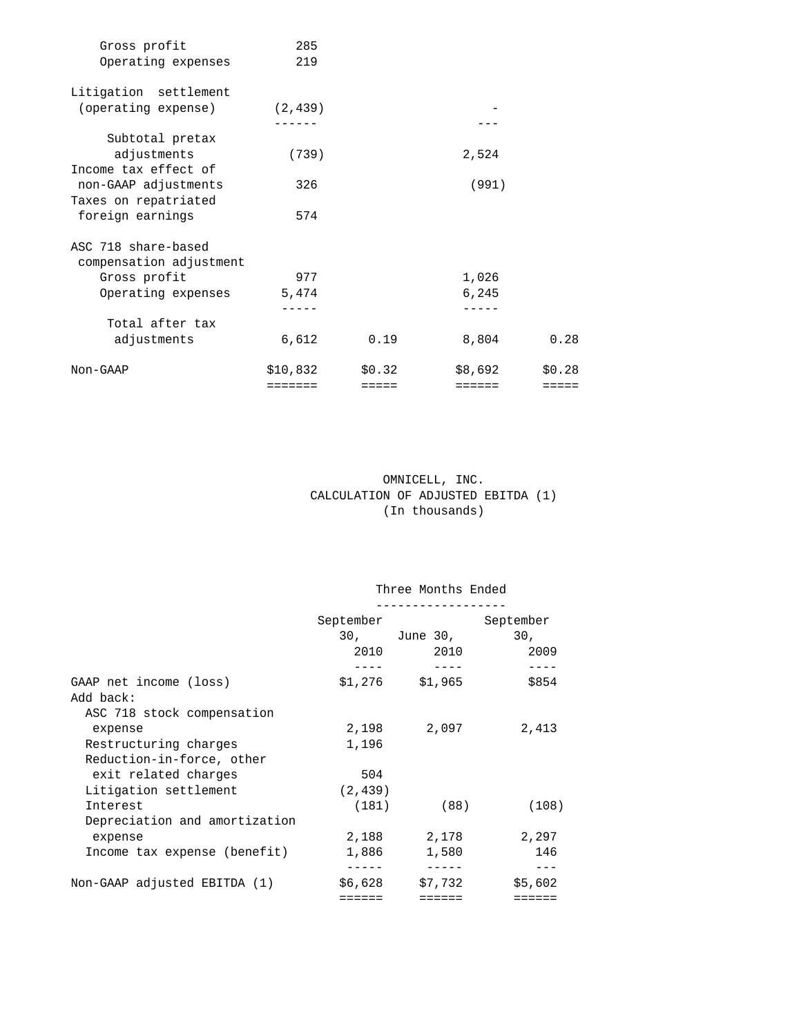| | | | | |
|---|---|---|---|---|
| Gross profit | 285 | | | |
| Operating expenses | 219 | | | |
| Litigation settlement (operating expense) | (2,439) | | - | |
| Subtotal pretax adjustments | (739) | | 2,524 | |
| Income tax effect of non-GAAP adjustments | 326 | | (991) | |
| Taxes on repatriated foreign earnings | 574 | | | |
| ASC 718 share-based compensation adjustment | | | | |
| Gross profit | 977 | | 1,026 | |
| Operating expenses | 5,474 | | 6,245 | |
| Total after tax adjustments | 6,612 | 0.19 | 8,804 | 0.28 |
| Non-GAAP | $10,832 | $0.32 | $8,692 | $0.28 |

OMNICELL, INC.
CALCULATION OF ADJUSTED EBITDA (1)
(In thousands)

| | Three Months Ended | | |
|---|---|---|---|
| | September 30, 2010 | June 30, 2010 | September 30, 2009 |
| GAAP net income (loss) | $1,276 | $1,965 | $854 |
| Add back: | | | |
| ASC 718 stock compensation expense | 2,198 | 2,097 | 2,413 |
| Restructuring charges | 1,196 | | |
| Reduction-in-force, other exit related charges | 504 | | |
| Litigation settlement | (2,439) | | |
| Interest | (181) | (88) | (108) |
| Depreciation and amortization expense | 2,188 | 2,178 | 2,297 |
| Income tax expense (benefit) | 1,886 | 1,580 | 146 |
| Non-GAAP adjusted EBITDA (1) | $6,628 | $7,732 | $5,602 |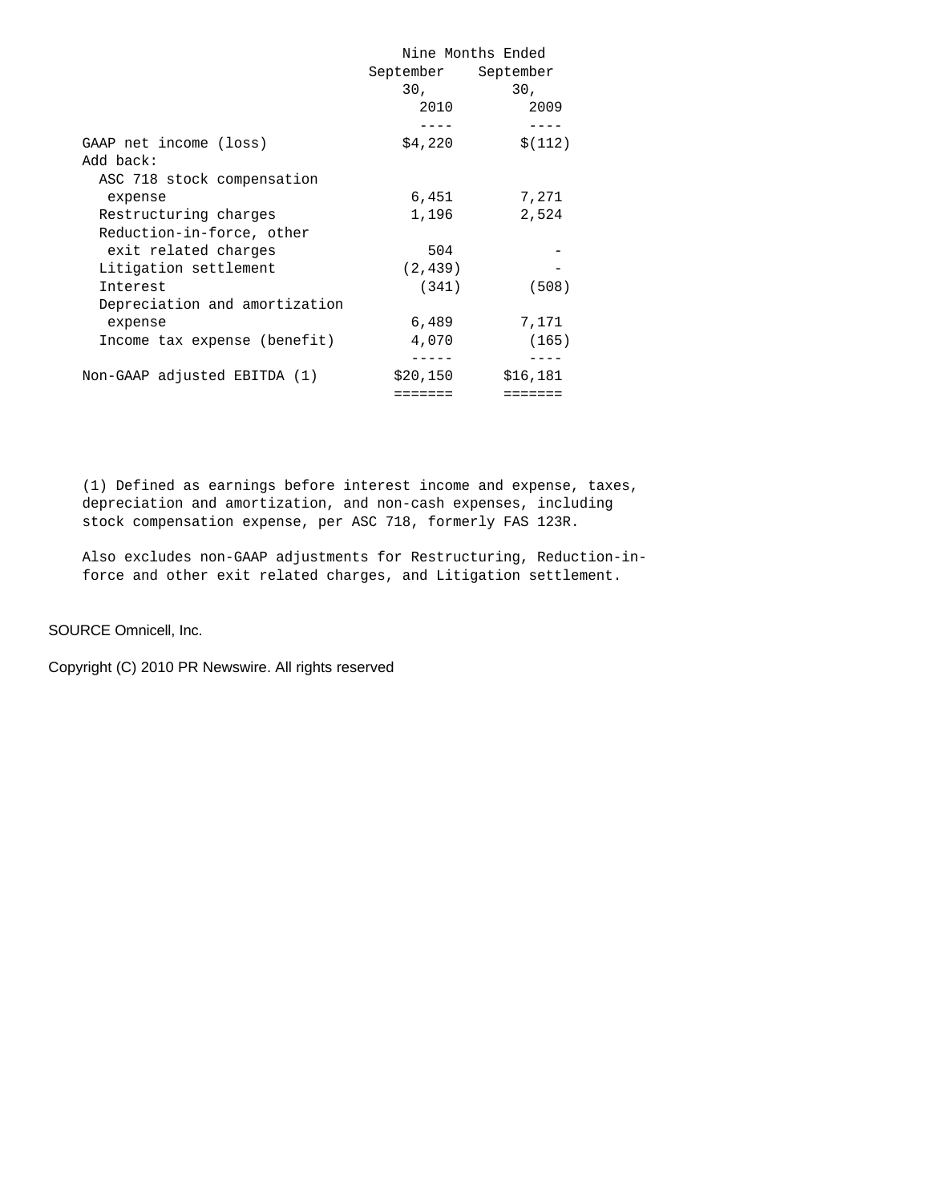| | Nine Months Ended | |
|---|---|---|
| | September 30, 2010 | September 30, 2009 |
| GAAP net income (loss) | $4,220 | $(112) |
| Add back: | | |
| ASC 718 stock compensation expense | 6,451 | 7,271 |
| Restructuring charges | 1,196 | 2,524 |
| Reduction-in-force, other exit related charges | 504 | - |
| Litigation settlement | (2,439) | - |
| Interest | (341) | (508) |
| Depreciation and amortization expense | 6,489 | 7,171 |
| Income tax expense (benefit) | 4,070 | (165) |
| Non-GAAP adjusted EBITDA (1) | $20,150 | $16,181 |

(1) Defined as earnings before interest income and expense, taxes, depreciation and amortization, and non-cash expenses, including stock compensation expense, per ASC 718, formerly FAS 123R.

Also excludes non-GAAP adjustments for Restructuring, Reduction-in-force and other exit related charges, and Litigation settlement.

SOURCE Omnicell, Inc.

Copyright (C) 2010 PR Newswire. All rights reserved